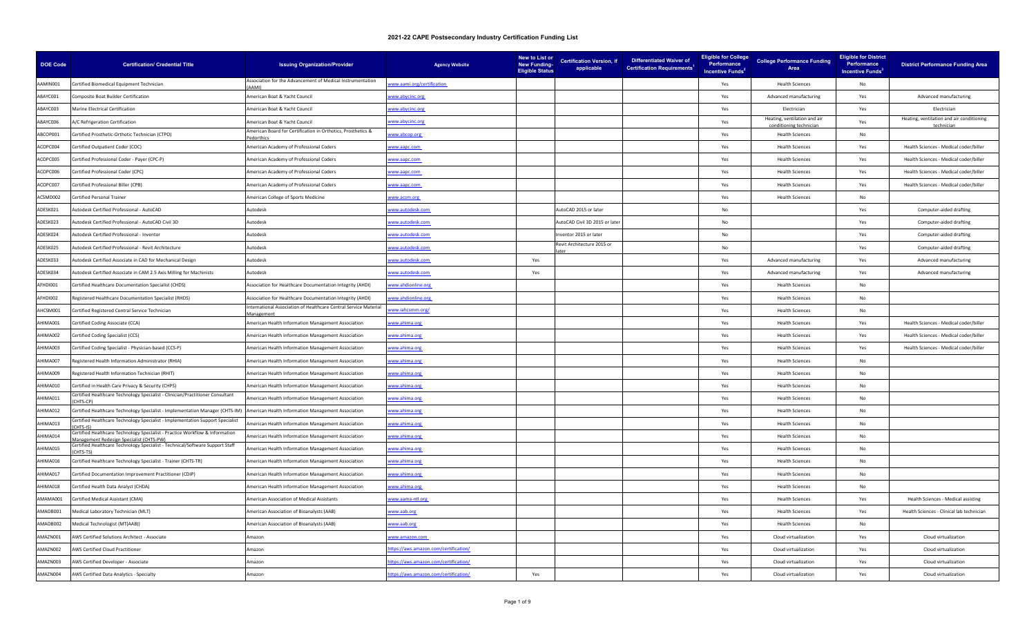# 2021-22 CAPE Postsecondary Industry Certification Funding List

| DOE Code | Certification/ Credential Title | Issuing Organization/Provider | Agency Website | New to List or New Funding-Eligible Status | Certification Version, if applicable | Differentiated Waiver of Certification Requirements[1] | Eligible for College Performance Incentive Funds[2] | College Performance Funding Area | Eligible for District Performance Incentive Funds[3] | District Performance Funding Area |
|---|---|---|---|---|---|---|---|---|---|---|
| AAMIN001 | Certified Biomedical Equipment Technician | Association for the Advancement of Medical Instrumentation (AAMI) | www.aami.org/certification | | | | Yes | Health Sciences | No | |
| ABAYC001 | Composite Boat Builder Certification | American Boat & Yacht Council | www.abycinc.org | | | | Yes | Advanced manufacturing | Yes | Advanced manufacturing |
| ABAYC003 | Marine Electrical Certification | American Boat & Yacht Council | www.abycinc.org | | | | Yes | Electrician | Yes | Electrician |
| ABAYC006 | A/C Refrigeration Certification | American Boat & Yacht Council | www.abycinc.org | | | | Yes | Heating, ventilation and air conditioning technician | Yes | Heating, ventilation and air conditioning technician |
| ABCOP001 | Certified Prosthetic-Orthotic Technician (CTPO) | American Board for Certification in Orthotics, Prosthetics & Pedorthics | www.abcop.org | | | | Yes | Health Sciences | No | |
| ACOPC004 | Certified Outpatient Coder (COC) | American Academy of Professional Coders | www.aapc.com | | | | Yes | Health Sciences | Yes | Health Sciences - Medical coder/biller |
| ACOPC005 | Certified Professional Coder - Payer (CPC-P) | American Academy of Professional Coders | www.aapc.com | | | | Yes | Health Sciences | Yes | Health Sciences - Medical coder/biller |
| ACOPC006 | Certified Professional Coder (CPC) | American Academy of Professional Coders | www.aapc.com | | | | Yes | Health Sciences | Yes | Health Sciences - Medical coder/biller |
| ACOPC007 | Certified Professional Biller (CPB) | American Academy of Professional Coders | www.aapc.com | | | | Yes | Health Sciences | Yes | Health Sciences - Medical coder/biller |
| ACSMD002 | Certified Personal Trainer | American College of Sports Medicine | www.acsm.org | | | | Yes | Health Sciences | No | |
| ADESK021 | Autodesk Certified Professional - AutoCAD | Autodesk | www.autodesk.com | | AutoCAD 2015 or later | | No | | Yes | Computer-aided drafting |
| ADESK023 | Autodesk Certified Professional - AutoCAD Civil 3D | Autodesk | www.autodesk.com | | AutoCAD Civil 3D 2015 or later | | No | | Yes | Computer-aided drafting |
| ADESK024 | Autodesk Certified Professional - Inventor | Autodesk | www.autodesk.com | | Inventor 2015 or later | | No | | Yes | Computer-aided drafting |
| ADESK025 | Autodesk Certified Professional - Revit Architecture | Autodesk | www.autodesk.com | | Revit Architecture 2015 or later | | No | | Yes | Computer-aided drafting |
| ADESK033 | Autodesk Certified Associate in CAD for Mechanical Design | Autodesk | www.autodesk.com | Yes | | | Yes | Advanced manufacturing | Yes | Advanced manufacturing |
| ADESK034 | Autodesk Certified Associate in CAM 2.5 Axis Milling for Machinists | Autodesk | www.autodesk.com | Yes | | | Yes | Advanced manufacturing | Yes | Advanced manufacturing |
| AFHDI001 | Certified Healthcare Documentation Specialist (CHDS) | Association for Healthcare Documentation Integrity (AHDI) | www.ahdionline.org | | | | Yes | Health Sciences | No | |
| AFHDI002 | Registered Healthcare Documentation Specialist (RHDS) | Association for Healthcare Documentation Integrity (AHDI) | www.ahdionline.org | | | | Yes | Health Sciences | No | |
| AHCSM001 | Certified Registered Central Service Technician | International Association of Healthcare Central Service Material Management | www.iahcsmm.org/ | | | | Yes | Health Sciences | No | |
| AHIMA001 | Certified Coding Associate (CCA) | American Health Information Management Association | www.ahima.org | | | | Yes | Health Sciences | Yes | Health Sciences - Medical coder/biller |
| AHIMA002 | Certified Coding Specialist (CCS) | American Health Information Management Association | www.ahima.org | | | | Yes | Health Sciences | Yes | Health Sciences - Medical coder/biller |
| AHIMA003 | Certified Coding Specialist - Physician-based (CCS-P) | American Health Information Management Association | www.ahima.org | | | | Yes | Health Sciences | Yes | Health Sciences - Medical coder/biller |
| AHIMA007 | Registered Health Information Administrator (RHIA) | American Health Information Management Association | www.ahima.org | | | | Yes | Health Sciences | No | |
| AHIMA009 | Registered Health Information Technician (RHIT) | American Health Information Management Association | www.ahima.org | | | | Yes | Health Sciences | No | |
| AHIMA010 | Certified in Health Care Privacy & Security (CHPS) | American Health Information Management Association | www.ahima.org | | | | Yes | Health Sciences | No | |
| AHIMA011 | Certified Healthcare Technology Specialist - Clinician/Practitioner Consultant (CHTS-CP) | American Health Information Management Association | www.ahima.org | | | | Yes | Health Sciences | No | |
| AHIMA012 | Certified Healthcare Technology Specialist - Implementation Manager (CHTS-IM) | American Health Information Management Association | www.ahima.org | | | | Yes | Health Sciences | No | |
| AHIMA013 | Certified Healthcare Technology Specialist - Implementation Support Specialist (CHTS-IS) | American Health Information Management Association | www.ahima.org | | | | Yes | Health Sciences | No | |
| AHIMA014 | Certified Healthcare Technology Specialist - Practice Workflow & Information Management Redesign Specialist (CHTS-PW) | American Health Information Management Association | www.ahima.org | | | | Yes | Health Sciences | No | |
| AHIMA015 | Certified Healthcare Technology Specialist - Technical/Software Support Staff (CHTS-TS) | American Health Information Management Association | www.ahima.org | | | | Yes | Health Sciences | No | |
| AHIMA016 | Certified Healthcare Technology Specialist - Trainer (CHTS-TR) | American Health Information Management Association | www.ahima.org | | | | Yes | Health Sciences | No | |
| AHIMA017 | Certified Documentation Improvement Practitioner (CDIP) | American Health Information Management Association | www.ahima.org | | | | Yes | Health Sciences | No | |
| AHIMA018 | Certified Health Data Analyst (CHDA) | American Health Information Management Association | www.ahima.org | | | | Yes | Health Sciences | No | |
| AMAMA001 | Certified Medical Assistant (CMA) | American Association of Medical Assistants | www.aama-ntl.org | | | | Yes | Health Sciences | Yes | Health Sciences - Medical assisting |
| AMAOB001 | Medical Laboratory Technician (MLT) | American Association of Bioanalysts (AAB) | www.aab.org | | | | Yes | Health Sciences | Yes | Health Sciences - Clinical lab technician |
| AMAOB002 | Medical Technologist (MT(AAB)) | American Association of Bioanalysts (AAB) | www.aab.org | | | | Yes | Health Sciences | No | |
| AMAZN001 | AWS Certified Solutions Architect - Associate | Amazon | www.amazon.com | | | | Yes | Cloud virtualization | Yes | Cloud virtualization |
| AMAZN002 | AWS Certified Cloud Practitioner | Amazon | https://aws.amazon.com/certification/ | | | | Yes | Cloud virtualization | Yes | Cloud virtualization |
| AMAZN003 | AWS Certified Developer - Associate | Amazon | https://aws.amazon.com/certification/ | | | | Yes | Cloud virtualization | Yes | Cloud virtualization |
| AMAZN004 | AWS Certified Data Analytics - Specialty | Amazon | https://aws.amazon.com/certification/ | Yes | | | Yes | Cloud virtualization | Yes | Cloud virtualization |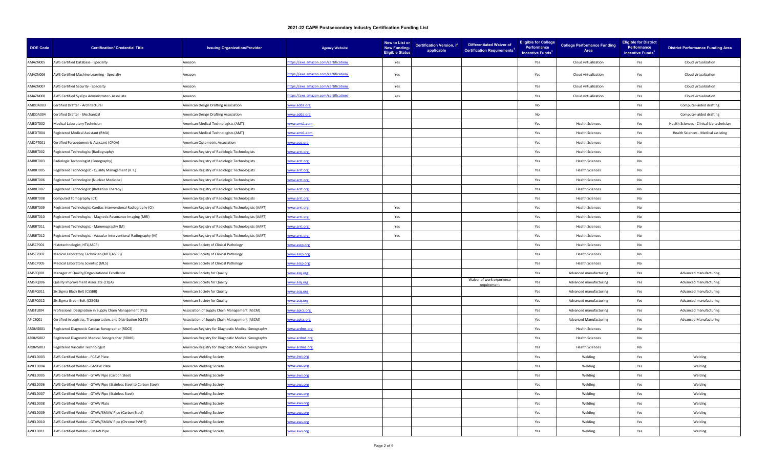# 2021-22 CAPE Postsecondary Industry Certification Funding List

| DOE Code | Certification/ Credential Title | Issuing Organization/Provider | Agency Website | New to List or New Funding-Eligible Status | Certification Version, if applicable | Differentiated Waiver of Certification Requirements[1] | Eligible for College Performance Incentive Funds[2] | College Performance Funding Area | Eligible for District Performance Incentive Funds[3] | District Performance Funding Area |
|---|---|---|---|---|---|---|---|---|---|---|
| AMAZN005 | AWS Certified Database - Specialty | Amazon | https://aws.amazon.com/certification/ | Yes | | | Yes | Cloud virtualization | Yes | Cloud virtualization |
| AMAZN006 | AWS Certified Machine Learning - Specialty | Amazon | https://aws.amazon.com/certification/ | Yes | | | Yes | Cloud virtualization | Yes | Cloud virtualization |
| AMAZN007 | AWS Certified Security - Specialty | Amazon | https://aws.amazon.com/certification/ | Yes | | | Yes | Cloud virtualization | Yes | Cloud virtualization |
| AMAZN008 | AWS Certified SysOps Administrator- Associate | Amazon | https://aws.amazon.com/certification/ | Yes | | | Yes | Cloud virtualization | Yes | Cloud virtualization |
| AMDDA003 | Certified Drafter - Architectural | American Design Drafting Association | www.adda.org | | | | No | | Yes | Computer-aided drafting |
| AMDDA004 | Certified Drafter - Mechanical | American Design Drafting Association | www.adda.org | | | | No | | Yes | Computer-aided drafting |
| AMEDT002 | Medical Laboratory Technician | American Medical Technologists (AMT) | www.amt1.com | | | | Yes | Health Sciences | Yes | Health Sciences - Clinical lab technician |
| AMEDT004 | Registered Medical Assistant (RMA) | American Medical Technologists (AMT) | www.amt1.com | | | | Yes | Health Sciences | Yes | Health Sciences - Medical assisting |
| AMOPT001 | Certified Paraoptometric Assistant (CPOA) | American Optometric Association | www.aoa.org | | | | Yes | Health Sciences | No | |
| AMRRT002 | Registered Technologist (Radiography) | American Registry of Radiologic Technologists | www.arrt.org | | | | Yes | Health Sciences | No | |
| AMRRT003 | Radiologic Technologist (Sonography) | American Registry of Radiologic Technologists | www.arrt.org | | | | Yes | Health Sciences | No | |
| AMRRT005 | Registered Technologist - Quality Management (R.T.) | American Registry of Radiologic Technologists | www.arrt.org | | | | Yes | Health Sciences | No | |
| AMRRT006 | Registered Technologist (Nuclear Medicine) | American Registry of Radiologic Technologists | www.arrt.org | | | | Yes | Health Sciences | No | |
| AMRRT007 | Registered Technologist (Radiation Therapy) | American Registry of Radiologic Technologists | www.arrt.org | | | | Yes | Health Sciences | No | |
| AMRRT008 | Computed Tomography (CT) | American Registry of Radiologic Technologists | www.arrt.org | | | | Yes | Health Sciences | No | |
| AMRRT009 | Registered Technologist-Cardiac Interventional Radiography (CI) | American Registry of Radiologic Technologists (AART) | www.arrt.org | Yes | | | Yes | Health Sciences | No | |
| AMRRT010 | Registered Technologist - Magnetic Resonance Imaging (MRI) | American Registry of Radiologic Technologists (AART) | www.arrt.org | Yes | | | Yes | Health Sciences | No | |
| AMRRT011 | Registered Technologist - Mammography (M) | American Registry of Radiologic Technologists (AART) | www.arrt.org | Yes | | | Yes | Health Sciences | No | |
| AMRRT012 | Registered Technologist - Vascular Interventional Radiography (VI) | American Registry of Radiologic Technologists (AART) | www.arrt.org | Yes | | | Yes | Health Sciences | No | |
| AMSCP001 | Histotechnologist, HTL(ASCP) | American Society of Clinical Pathology | www.ascp.org | | | | Yes | Health Sciences | No | |
| AMSCP002 | Medical Laboratory Technician (MLT(ASCP)) | American Society of Clinical Pathology | www.ascp.org | | | | Yes | Health Sciences | No | |
| AMSCP005 | Medical Laboratory Scientist (MLS) | American Society of Clinical Pathology | www.ascp.org | | | | Yes | Health Sciences | No | |
| AMSFQ001 | Manager of Quality/Organizational Excellence | American Society for Quality | www.asq.org | | | | Yes | Advanced manufacturing | Yes | Advanced manufacturing |
| AMSFQ006 | Quality Improvement Associate (CQIA) | American Society for Quality | www.asq.org | | | Waiver of work experience requirement | Yes | Advanced manufacturing | Yes | Advanced manufacturing |
| AMSFQ011 | Six Sigma Black Belt (CSSBB) | American Society for Quality | www.asq.org | | | | Yes | Advanced manufacturing | Yes | Advanced manufacturing |
| AMSFQ012 | Six Sigma Green Belt (CSSGB) | American Society for Quality | www.asq.org | | | | Yes | Advanced manufacturing | Yes | Advanced manufacturing |
| AMSTL004 | Professional Designation in Supply Chain Management (PLS) | Association of Supply Chain Management (ASCM) | www.apics.org | | | | Yes | Advanced manufacturing | Yes | Advanced manufacturing |
| APICS001 | Certified in Logistics, Transportation, and Distribution (CLTD) | Association of Supply Chain Management (ASCM) | www.apics.org | | | | Yes | Advanced Manufacturing | Yes | Advanced Manufacturing |
| ARDMS001 | Registered Diagnostic Cardiac Sonographer (RDCS) | American Registry for Diagnostic Medical Sonography | www.ardms.org | | | | Yes | Health Sciences | No | |
| ARDMS002 | Registered Diagnostic Medical Sonographer (RDMS) | American Registry for Diagnostic Medical Sonography | www.ardms.org | | | | Yes | Health Sciences | No | |
| ARDMS003 | Registered Vascular Technologist | American Registry for Diagnostic Medical Sonography | www.ardms.org | | | | Yes | Health Sciences | No | |
| AWELD003 | AWS Certified Welder - FCAW Plate | American Welding Society | www.aws.org | | | | Yes | Welding | Yes | Welding |
| AWELD004 | AWS Certified Welder - GMAW Plate | American Welding Society | www.aws.org | | | | Yes | Welding | Yes | Welding |
| AWELD005 | AWS Certified Welder - GTAW Pipe (Carbon Steel) | American Welding Society | www.aws.org | | | | Yes | Welding | Yes | Welding |
| AWELD006 | AWS Certified Welder - GTAW Pipe (Stainless Steel to Carbon Steel) | American Welding Society | www.aws.org | | | | Yes | Welding | Yes | Welding |
| AWELD007 | AWS Certified Welder - GTAW Pipe (Stainless Steel) | American Welding Society | www.aws.org | | | | Yes | Welding | Yes | Welding |
| AWELD008 | AWS Certified Welder - GTAW Plate | American Welding Society | www.aws.org | | | | Yes | Welding | Yes | Welding |
| AWELD009 | AWS Certified Welder - GTAW/SMAW Pipe (Carbon Steel) | American Welding Society | www.aws.org | | | | Yes | Welding | Yes | Welding |
| AWELD010 | AWS Certified Welder - GTAW/SMAW Pipe (Chrome PWHT) | American Welding Society | www.aws.org | | | | Yes | Welding | Yes | Welding |
| AWELD011 | AWS Certified Welder - SMAW Pipe | American Welding Society | www.aws.org | | | | Yes | Welding | Yes | Welding |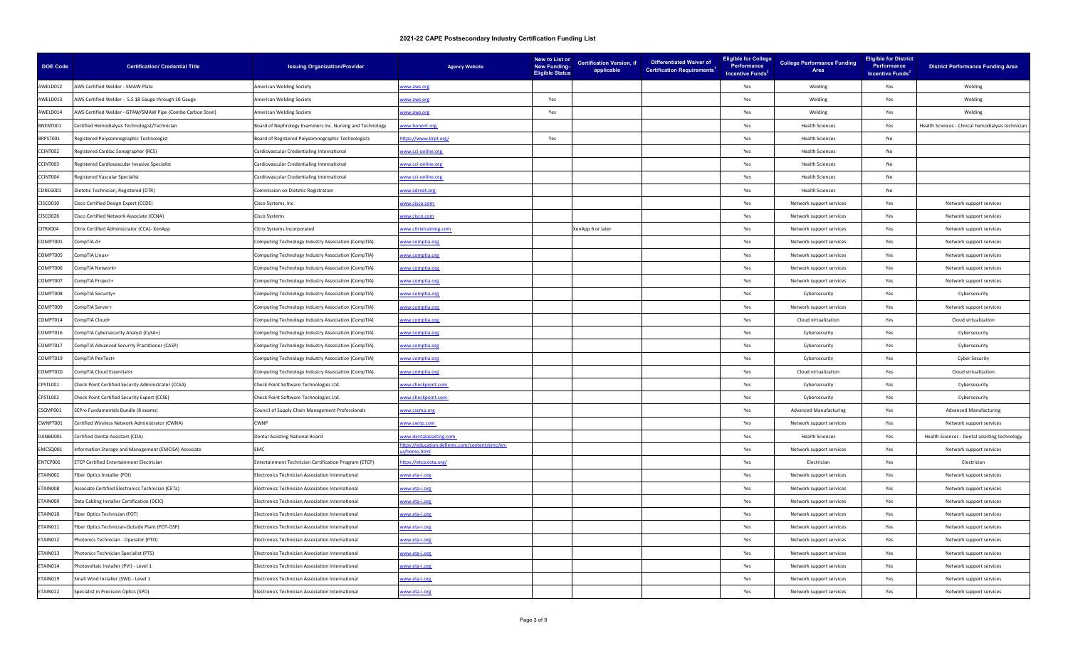# 2021-22 CAPE Postsecondary Industry Certification Funding List

| DOE Code | Certification/ Credential Title | Issuing Organization/Provider | Agency Website | New to List or New Funding-Eligible Status | Certification Version, if applicable | Differentiated Waiver of Certification Requirements[1] | Eligible for College Performance Incentive Funds[2] | College Performance Funding Area | Eligible for District Performance Incentive Funds[3] | District Performance Funding Area |
|---|---|---|---|---|---|---|---|---|---|---|
| AWELD012 | AWS Certified Welder - SMAW Plate | American Welding Society | www.aws.org | | | | Yes | Welding | Yes | Welding |
| AWELD013 | AWS Certified Welder - S.S 18 Gauge through 10 Gauge | American Welding Society | www.aws.org | Yes | | | Yes | Welding | Yes | Welding |
| AWELD014 | AWS Certified Welder - GTAW/SMAW Pipe (Combo Carbon Steel) | American Welding Society | www.aws.org | Yes | | | Yes | Welding | Yes | Welding |
| BNENT001 | Certified Hemodialysis Technologist/Technician | Board of Nephrology Examiners Inc. Nursing and Technology | www.bonent.org | | | | Yes | Health Sciences | Yes | Health Sciences - Clinical hemodialysis technician |
| BRPST001 | Registered Polysomnographic Technologist | Board of Registered Polysomnographic Technologists | https://www.brpt.org/ | Yes | | | Yes | Health Sciences | No | |
| CCINT002 | Registered Cardiac Sonographer (RCS) | Cardiovascular Credentialing International | www.cci-online.org | | | | Yes | Health Sciences | No | |
| CCINT003 | Registered Cardiovascular Invasive Specialist | Cardiovascular Credentialing International | www.cci-online.org | | | | Yes | Health Sciences | No | |
| CCINT004 | Registered Vascular Specialist | Cardiovascular Credentialing International | www.cci-online.org | | | | Yes | Health Sciences | No | |
| CDREG001 | Dietetic Technician, Registered (DTR) | Commission on Dietetic Registration | www.cdrnet.org | | | | Yes | Health Sciences | No | |
| CISCO010 | Cisco Certified Design Expert (CCDE) | Cisco Systems, Inc. | www.cisco.com | | | | Yes | Network support services | Yes | Network support services |
| CISCO026 | Cisco Certified Network Associate (CCNA) | Cisco Systems | www.cisco.com | | | | Yes | Network support services | Yes | Network support services |
| CITRX004 | Citrix Certified Administrator (CCA)- XenApp | Citrix Systems Incorporated | www.citrixtraining.com | | XenApp 6 or later | | Yes | Network support services | Yes | Network support services |
| COMPT001 | CompTIA A+ | Computing Technology Industry Association (CompTIA) | www.comptia.org | | | | Yes | Network support services | Yes | Network support services |
| COMPT005 | CompTIA Linux+ | Computing Technology Industry Association (CompTIA) | www.comptia.org | | | | Yes | Network support services | Yes | Network support services |
| COMPT006 | CompTIA Network+ | Computing Technology Industry Association (CompTIA) | www.comptia.org | | | | Yes | Network support services | Yes | Network support services |
| COMPT007 | CompTIA Project+ | Computing Technology Industry Association (CompTIA) | www.comptia.org | | | | Yes | Network support services | Yes | Network support services |
| COMPT008 | CompTIA Security+ | Computing Technology Industry Association (CompTIA) | www.comptia.org | | | | Yes | Cybersecurity | Yes | Cybersecurity |
| COMPT009 | CompTIA Server+ | Computing Technology Industry Association (CompTIA) | www.comptia.org | | | | Yes | Network support services | Yes | Network support services |
| COMPT014 | CompTIA Cloud+ | Computing Technology Industry Association (CompTIA) | www.comptia.org | | | | Yes | Cloud virtualization | Yes | Cloud virtualization |
| COMPT016 | CompTIA Cybersecurity Analyst (CySA+) | Computing Technology Industry Association (CompTIA) | www.comptia.org | | | | Yes | Cybersecurity | Yes | Cybersecurity |
| COMPT017 | CompTIA Advanced Security Practitioner (CASP) | Computing Technology Industry Association (CompTIA) | www.comptia.org | | | | Yes | Cybersecurity | Yes | Cybersecurity |
| COMPT019 | CompTIA PenTest+ | Computing Technology Industry Association (CompTIA) | www.comptia.org | | | | Yes | Cybersecurity | Yes | Cyber Security |
| COMPT020 | CompTIA Cloud Essentials+ | Computing Technology Industry Association (CompTIA) | www.comptia.org | | | | Yes | Cloud virtualization | Yes | Cloud virtualization |
| CPSTL001 | Check Point Certified Security Administrator (CCSA) | Check Point Software Technologies Ltd. | www.checkpoint.com | | | | Yes | Cybersecurity | Yes | Cybersecurity |
| CPSTL002 | Check Point Certified Security Expert (CCSE) | Check Point Software Technologies Ltd. | www.checkpoint.com | | | | Yes | Cybersecurity | Yes | Cybersecurity |
| CSCMP001 | SCPro Fundamentals Bundle (8 exams) | Council of Supply Chain Management Professionals | www.cscmp.org | | | | Yes | Advanced Manufacturing | Yes | Advanced Manufacturing |
| CWNPT001 | Certified Wireless Network Administrator (CWNA) | CWNP | www.cwnp.com | | | | Yes | Network support services | Yes | Network support services |
| DANBD001 | Certified Dental Assistant (CDA) | Dental Assisting National Board | www.dentalassisting.com | | | | Yes | Health Sciences | Yes | Health Sciences - Dental assisting technology |
| EMCSQ001 | Information Storage and Management (EMCISA) Associate | EMC | https://education.dellemc.com/content/emc/en-us/home.html | | | | Yes | Network support services | Yes | Network support services |
| ENTCP001 | ETCP Certified Entertainment Electrician | Entertainment Technician Certification Program (ETCP) | https://etcp.esta.org/ | | | | Yes | Electrician | Yes | Electrician |
| ETAIN002 | Fiber Optics Installer (FOI) | Electronics Technician Association International | www.eta-i.org | | | | Yes | Network support services | Yes | Network support services |
| ETAIN008 | Associate Certified Electronics Technician (CETa) | Electronics Technician Association International | www.eta-i.org | | | | Yes | Network support services | Yes | Network support services |
| ETAIN009 | Data Cabling Installer Certification (DCIC) | Electronics Technician Association International | www.eta-i.org | | | | Yes | Network support services | Yes | Network support services |
| ETAIN010 | Fiber Optics Technician (FOT) | Electronics Technician Association International | www.eta-i.org | | | | Yes | Network support services | Yes | Network support services |
| ETAIN011 | Fiber Optics Technician-Outside Plant (FOT-OSP) | Electronics Technician Association International | www.eta-i.org | | | | Yes | Network support services | Yes | Network support services |
| ETAIN012 | Photonics Technician - Operator (PTO) | Electronics Technician Association International | www.eta-i.org | | | | Yes | Network support services | Yes | Network support services |
| ETAIN013 | Photonics Technician Specialist (PTS) | Electronics Technician Association International | www.eta-i.org | | | | Yes | Network support services | Yes | Network support services |
| ETAIN014 | Photovoltaic Installer (PVI) - Level 1 | Electronics Technician Association International | www.eta-i.org | | | | Yes | Network support services | Yes | Network support services |
| ETAIN019 | Small Wind Installer (SWI) - Level 1 | Electronics Technician Association International | www.eta-i.org | | | | Yes | Network support services | Yes | Network support services |
| ETAIN022 | Specialist in Precision Optics (SPO) | Electronics Technician Association International | www.eta-i.org | | | | Yes | Network support services | Yes | Network support services |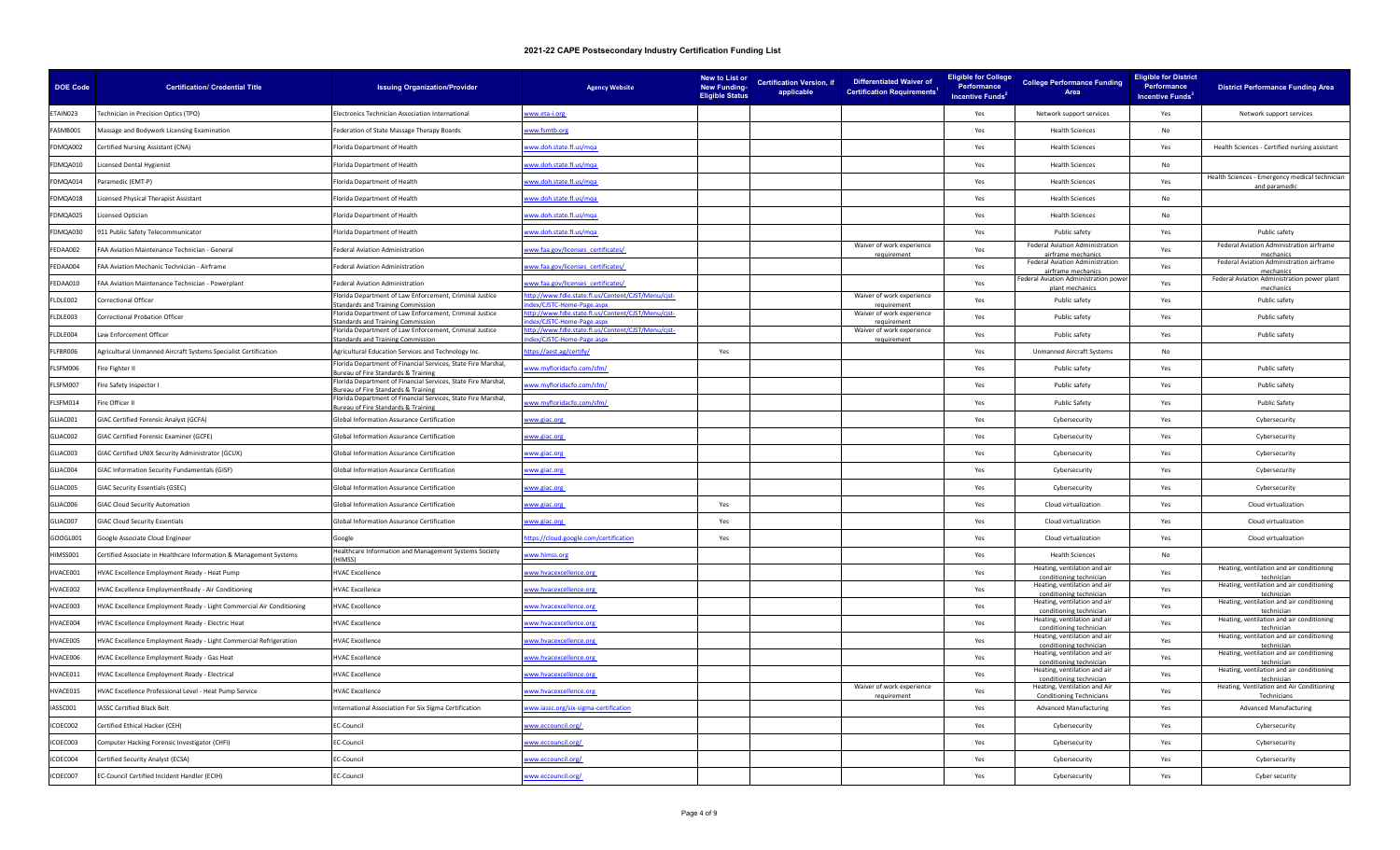# 2021-22 CAPE Postsecondary Industry Certification Funding List

| DOE Code | Certification/ Credential Title | Issuing Organization/Provider | Agency Website | New to List or New Funding-Eligible Status | Certification Version, if applicable | Differentiated Waiver of Certification Requirements[1] | Eligible for College Performance Incentive Funds[2] | College Performance Funding Area | Eligible for District Performance Incentive Funds[3] | District Performance Funding Area |
|---|---|---|---|---|---|---|---|---|---|---|
| ETAIN023 | Technician in Precision Optics (TPO) | Electronics Technician Association International | www.eta-i.org | | | | Yes | Network support services | Yes | Network support services |
| FASMB001 | Massage and Bodywork Licensing Examination | Federation of State Massage Therapy Boards | www.fsmtb.org | | | | Yes | Health Sciences | No | |
| FDMQA002 | Certified Nursing Assistant (CNA) | Florida Department of Health | www.doh.state.fl.us/mqa | | | | Yes | Health Sciences | Yes | Health Sciences - Certified nursing assistant |
| FDMQA010 | Licensed Dental Hygienist | Florida Department of Health | www.doh.state.fl.us/mqa | | | | Yes | Health Sciences | No | |
| FDMQA014 | Paramedic (EMT-P) | Florida Department of Health | www.doh.state.fl.us/mqa | | | | Yes | Health Sciences | Yes | Health Sciences - Emergency medical technician and paramedic |
| FDMQA018 | Licensed Physical Therapist Assistant | Florida Department of Health | www.doh.state.fl.us/mqa | | | | Yes | Health Sciences | No | |
| FDMQA025 | Licensed Optician | Florida Department of Health | www.doh.state.fl.us/mqa | | | | Yes | Health Sciences | No | |
| FDMQA030 | 911 Public Safety Telecommunicator | Florida Department of Health | www.doh.state.fl.us/mqa | | | | Yes | Public safety | Yes | Public safety |
| FEDAA002 | FAA Aviation Maintenance Technician - General | Federal Aviation Administration | www.faa.gov/licenses_certificates/ | | | Waiver of work experience requirement | Yes | Federal Aviation Administration airframe mechanics | Yes | Federal Aviation Administration airframe mechanics |
| FEDAA004 | FAA Aviation Mechanic Technician - Airframe | Federal Aviation Administration | www.faa.gov/licenses_certificates/ | | | | Yes | Federal Aviation Administration airframe mechanics | Yes | Federal Aviation Administration airframe mechanics |
| FEDAA010 | FAA Aviation Maintenance Technician - Powerplant | Federal Aviation Administration | www.faa.gov/licenses_certificates/ | | | | Yes | Federal Aviation Administration power plant mechanics | Yes | Federal Aviation Administration power plant mechanics |
| FLDLE002 | Correctional Officer | Florida Department of Law Enforcement, Criminal Justice Standards and Training Commission | http://www.fdle.state.fl.us/Content/CJST/Menu/cjst-index/CJSTC-Home-Page.aspx | | | Waiver of work experience requirement | Yes | Public safety | Yes | Public safety |
| FLDLE003 | Correctional Probation Officer | Florida Department of Law Enforcement, Criminal Justice Standards and Training Commission | http://www.fdle.state.fl.us/Content/CJST/Menu/cjst-index/CJSTC-Home-Page.aspx | | | Waiver of work experience requirement | Yes | Public safety | Yes | Public safety |
| FLDLE004 | Law Enforcement Officer | Florida Department of Law Enforcement, Criminal Justice Standards and Training Commission | http://www.fdle.state.fl.us/Content/CJST/Menu/cjst-index/CJSTC-Home-Page.aspx | | | Waiver of work experience requirement | Yes | Public safety | Yes | Public safety |
| FLFBR006 | Agricultural Unmanned Aircraft Systems Specialist Certification | Agricultural Education Services and Technology Inc. | https://aest.ag/certify/ | Yes | | | Yes | Unmanned Aircraft Systems | No | |
| FLSFM006 | Fire Fighter II | Florida Department of Financial Services, State Fire Marshal, Bureau of Fire Standards & Training | www.myfloridacfo.com/sfm/ | | | | Yes | Public safety | Yes | Public safety |
| FLSFM007 | Fire Safety Inspector I | Florida Department of Financial Services, State Fire Marshal, Bureau of Fire Standards & Training | www.myfloridacfo.com/sfm/ | | | | Yes | Public safety | Yes | Public safety |
| FLSFM014 | Fire Officer II | Florida Department of Financial Services, State Fire Marshal, Bureau of Fire Standards & Training | www.myfloridacfo.com/sfm/ | | | | Yes | Public Safety | Yes | Public Safety |
| GLIAC001 | GIAC Certified Forensic Analyst (GCFA) | Global Information Assurance Certification | www.giac.org | | | | Yes | Cybersecurity | Yes | Cybersecurity |
| GLIAC002 | GIAC Certified Forensic Examiner (GCFE) | Global Information Assurance Certification | www.giac.org | | | | Yes | Cybersecurity | Yes | Cybersecurity |
| GLIAC003 | GIAC Certified UNIX Security Administrator (GCUX) | Global Information Assurance Certification | www.giac.org | | | | Yes | Cybersecurity | Yes | Cybersecurity |
| GLIAC004 | GIAC Information Security Fundamentals (GISF) | Global Information Assurance Certification | www.giac.org | | | | Yes | Cybersecurity | Yes | Cybersecurity |
| GLIAC005 | GIAC Security Essentials (GSEC) | Global Information Assurance Certification | www.giac.org | | | | Yes | Cybersecurity | Yes | Cybersecurity |
| GLIAC006 | GIAC Cloud Security Automation | Global Information Assurance Certification | www.giac.org | Yes | | | Yes | Cloud virtualization | Yes | Cloud virtualization |
| GLIAC007 | GIAC Cloud Security Essentials | Global Information Assurance Certification | www.giac.org | Yes | | | Yes | Cloud virtualization | Yes | Cloud virtualization |
| GOOGL001 | Google Associate Cloud Engineer | Google | https://cloud.google.com/certification | Yes | | | Yes | Cloud virtualization | Yes | Cloud virtualization |
| HIMSS001 | Certified Associate in Healthcare Information & Management Systems | Healthcare Information and Management Systems Society (HIMSS) | www.himss.org | | | | Yes | Health Sciences | No | |
| HVACE001 | HVAC Excellence Employment Ready - Heat Pump | HVAC Excellence | www.hvacexcellence.org | | | | Yes | Heating, ventilation and air conditioning technician | Yes | Heating, ventilation and air conditioning technician |
| HVACE002 | HVAC Excellence EmploymentReady - Air Conditioning | HVAC Excellence | www.hvacexcellence.org | | | | Yes | Heating, ventilation and air conditioning technician | Yes | Heating, ventilation and air conditioning technician |
| HVACE003 | HVAC Excellence Employment Ready - Light Commercial Air Conditioning | HVAC Excellence | www.hvacexcellence.org | | | | Yes | Heating, ventilation and air conditioning technician | Yes | Heating, ventilation and air conditioning technician |
| HVACE004 | HVAC Excellence Employment Ready - Electric Heat | HVAC Excellence | www.hvacexcellence.org | | | | Yes | Heating, ventilation and air conditioning technician | Yes | Heating, ventilation and air conditioning technician |
| HVACE005 | HVAC Excellence Employment Ready - Light Commercial Refrigeration | HVAC Excellence | www.hvacexcellence.org | | | | Yes | Heating, ventilation and air conditioning technician | Yes | Heating, ventilation and air conditioning technician |
| HVACE006 | HVAC Excellence Employment Ready - Gas Heat | HVAC Excellence | www.hvacexcellence.org | | | | Yes | Heating, ventilation and air conditioning technician | Yes | Heating, ventilation and air conditioning technician |
| HVACE011 | HVAC Excellence Employment Ready - Electrical | HVAC Excellence | www.hvacexcellence.org | | | | Yes | Heating, ventilation and air conditioning technician | Yes | Heating, ventilation and air conditioning technician |
| HVACE015 | HVAC Excellence Professional Level - Heat Pump Service | HVAC Excellence | www.hvacexcellence.org | | | Waiver of work experience requirement | Yes | Heating, Ventilation and Air Conditioning Technicians | Yes | Heating, Ventilation and Air Conditioning Technicians |
| IASSC001 | IASSC Certified Black Belt | International Association For Six Sigma Certification | www.iassc.org/six-sigma-certification | | | | Yes | Advanced Manufacturing | Yes | Advanced Manufacturing |
| ICOEC002 | Certified Ethical Hacker (CEH) | EC-Council | www.eccouncil.org/ | | | | Yes | Cybersecurity | Yes | Cybersecurity |
| ICOEC003 | Computer Hacking Forensic Investigator (CHFI) | EC-Council | www.eccouncil.org/ | | | | Yes | Cybersecurity | Yes | Cybersecurity |
| ICOEC004 | Certified Security Analyst (ECSA) | EC-Council | www.eccouncil.org/ | | | | Yes | Cybersecurity | Yes | Cybersecurity |
| ICOEC007 | EC-Council Certified Incident Handler (ECIH) | EC-Council | www.eccouncil.org/ | | | | Yes | Cybersecurity | Yes | Cyber security |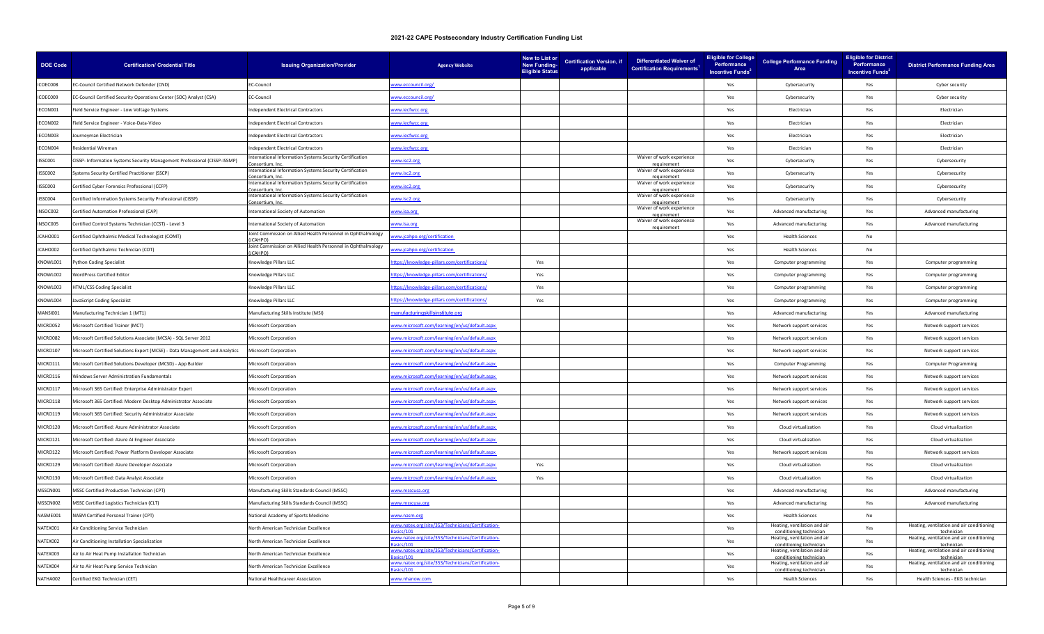# 2021-22 CAPE Postsecondary Industry Certification Funding List

| DOE Code | Certification/ Credential Title | Issuing Organization/Provider | Agency Website | New to List or New Funding-Eligible Status | Certification Version, if applicable | Differentiated Waiver of Certification Requirements[1] | Eligible for College Performance Incentive Funds[2] | College Performance Funding Area | Eligible for District Performance Incentive Funds[3] | District Performance Funding Area |
|---|---|---|---|---|---|---|---|---|---|---|
| ICOEC008 | EC-Council Certified Network Defender (CND) | EC-Council | www.eccouncil.org/ | | | | Yes | Cybersecurity | Yes | Cyber security |
| ICOEC009 | EC-Council Certified Security Operations Center (SOC) Analyst (CSA) | EC-Council | www.eccouncil.org/ | | | | Yes | Cybersecurity | Yes | Cyber security |
| IECON001 | Field Service Engineer - Low Voltage Systems | Independent Electrical Contractors | www.iecfwcc.org | | | | Yes | Electrician | Yes | Electrician |
| IECON002 | Field Service Engineer - Voice-Data-Video | Independent Electrical Contractors | www.iecfwcc.org | | | | Yes | Electrician | Yes | Electrician |
| IECON003 | Journeyman Electrician | Independent Electrical Contractors | www.iecfwcc.org | | | | Yes | Electrician | Yes | Electrician |
| IECON004 | Residential Wireman | Independent Electrical Contractors | www.iecfwcc.org | | | | Yes | Electrician | Yes | Electrician |
| IISSC001 | CISSP- Information Systems Security Management Professional (CISSP-ISSMP) | International Information Systems Security Certification Consortium, Inc. | www.isc2.org | | | Waiver of work experience requirement | Yes | Cybersecurity | Yes | Cybersecurity |
| IISSC002 | Systems Security Certified Practitioner (SSCP) | International Information Systems Security Certification Consortium, Inc. | www.isc2.org | | | Waiver of work experience requirement | Yes | Cybersecurity | Yes | Cybersecurity |
| IISSC003 | Certified Cyber Forensics Professional (CCFP) | International Information Systems Security Certification Consortium, Inc. | www.isc2.org | | | Waiver of work experience requirement | Yes | Cybersecurity | Yes | Cybersecurity |
| IISSC004 | Certified Information Systems Security Professional (CISSP) | International Information Systems Security Certification Consortium, Inc. | www.isc2.org | | | Waiver of work experience requirement | Yes | Cybersecurity | Yes | Cybersecurity |
| INSOC002 | Certified Automation Professional (CAP) | International Society of Automation | www.isa.org | | | Waiver of work experience requirement | Yes | Advanced manufacturing | Yes | Advanced manufacturing |
| INSOC005 | Certified Control Systems Technician (CCST) - Level 3 | International Society of Automation | www.isa.org | | | Waiver of work experience requirement | Yes | Advanced manufacturing | Yes | Advanced manufacturing |
| JCAHO001 | Certified Ophthalmic Medical Technologist (COMT) | Joint Commission on Allied Health Personnel in Ophthalmology (JCAHPO) | www.jcahpo.org/certification | | | | Yes | Health Sciences | No | |
| JCAHO002 | Certified Ophthalmic Technician (COT) | Joint Commission on Allied Health Personnel in Ophthalmology (JCAHPO) | www.jcahpo.org/certification | | | | Yes | Health Sciences | No | |
| KNOWL001 | Python Coding Specialist | Knowledge Pillars LLC | https://knowledge-pillars.com/certifications/ | Yes | | | Yes | Computer programming | Yes | Computer programming |
| KNOWL002 | WordPress Certified Editor | Knowledge Pillars LLC | https://knowledge-pillars.com/certifications/ | Yes | | | Yes | Computer programming | Yes | Computer programming |
| KNOWL003 | HTML/CSS Coding Specialist | Knowledge Pillars LLC | https://knowledge-pillars.com/certifications/ | Yes | | | Yes | Computer programming | Yes | Computer programming |
| KNOWL004 | JavaScript Coding Specialist | Knowledge Pillars LLC | https://knowledge-pillars.com/certifications/ | Yes | | | Yes | Computer programming | Yes | Computer programming |
| MANSI001 | Manufacturing Technician 1 (MT1) | Manufacturing Skills Institute (MSI) | manufacturingskillsinstitute.org | | | | Yes | Advanced manufacturing | Yes | Advanced manufacturing |
| MICRO052 | Microsoft Certified Trainer (MCT) | Microsoft Corporation | www.microsoft.com/learning/en/us/default.aspx | | | | Yes | Network support services | Yes | Network support services |
| MICRO082 | Microsoft Certified Solutions Associate (MCSA) - SQL Server 2012 | Microsoft Corporation | www.microsoft.com/learning/en/us/default.aspx | | | | Yes | Network support services | Yes | Network support services |
| MICRO107 | Microsoft Certified Solutions Expert (MCSE) - Data Management and Analytics | Microsoft Corporation | www.microsoft.com/learning/en/us/default.aspx | | | | Yes | Network support services | Yes | Network support services |
| MICRO111 | Microsoft Certified Solutions Developer (MCSD) - App Builder | Microsoft Corporation | www.microsoft.com/learning/en/us/default.aspx | | | | Yes | Computer Programming | Yes | Computer Programming |
| MICRO116 | Windows Server Administration Fundamentals | Microsoft Corporation | www.microsoft.com/learning/en/us/default.aspx | | | | Yes | Network support services | Yes | Network support services |
| MICRO117 | Microsoft 365 Certified: Enterprise Administrator Expert | Microsoft Corporation | www.microsoft.com/learning/en/us/default.aspx | | | | Yes | Network support services | Yes | Network support services |
| MICRO118 | Microsoft 365 Certified: Modern Desktop Administrator Associate | Microsoft Corporation | www.microsoft.com/learning/en/us/default.aspx | | | | Yes | Network support services | Yes | Network support services |
| MICRO119 | Microsoft 365 Certified: Security Administrator Associate | Microsoft Corporation | www.microsoft.com/learning/en/us/default.aspx | | | | Yes | Network support services | Yes | Network support services |
| MICRO120 | Microsoft Certified: Azure Administrator Associate | Microsoft Corporation | www.microsoft.com/learning/en/us/default.aspx | | | | Yes | Cloud virtualization | Yes | Cloud virtualization |
| MICRO121 | Microsoft Certified: Azure AI Engineer Associate | Microsoft Corporation | www.microsoft.com/learning/en/us/default.aspx | | | | Yes | Cloud virtualization | Yes | Cloud virtualization |
| MICRO122 | Microsoft Certified: Power Platform Developer Associate | Microsoft Corporation | www.microsoft.com/learning/en/us/default.aspx | | | | Yes | Network support services | Yes | Network support services |
| MICRO129 | Microsoft Certified: Azure Developer Associate | Microsoft Corporation | www.microsoft.com/learning/en/us/default.aspx | Yes | | | Yes | Cloud virtualization | Yes | Cloud virtualization |
| MICRO130 | Microsoft Certified: Data Analyst Associate | Microsoft Corporation | www.microsoft.com/learning/en/us/default.aspx | Yes | | | Yes | Cloud virtualization | Yes | Cloud virtualization |
| MSSCN001 | MSSC Certified Production Technician (CPT) | Manufacturing Skills Standards Council (MSSC) | www.msscusa.org | | | | Yes | Advanced manufacturing | Yes | Advanced manufacturing |
| MSSCN002 | MSSC Certified Logistics Technician (CLT) | Manufacturing Skills Standards Council (MSSC) | www.msscusa.org | | | | Yes | Advanced manufacturing | Yes | Advanced manufacturing |
| NASME001 | NASM Certified Personal Trainer (CPT) | National Academy of Sports Medicine | www.nasm.org | | | | Yes | Health Sciences | No | |
| NATEX001 | Air Conditioning Service Technician | North American Technician Excellence | www.natex.org/site/353/Technicians/Certification-Basics/101 | | | | Yes | Heating, ventilation and air conditioning technician | Yes | Heating, ventilation and air conditioning technician |
| NATEX002 | Air Conditioning Installation Specialization | North American Technician Excellence | www.natex.org/site/353/Technicians/Certification-Basics/101 | | | | Yes | Heating, ventilation and air conditioning technician | Yes | Heating, ventilation and air conditioning technician |
| NATEX003 | Air to Air Heat Pump Installation Technician | North American Technician Excellence | www.natex.org/site/353/Technicians/Certification-Basics/101 | | | | Yes | Heating, ventilation and air conditioning technician | Yes | Heating, ventilation and air conditioning technician |
| NATEX004 | Air to Air Heat Pump Service Technician | North American Technician Excellence | www.natex.org/site/353/Technicians/Certification-Basics/101 | | | | Yes | Heating, ventilation and air conditioning technician | Yes | Heating, ventilation and air conditioning technician |
| NATHA002 | Certified EKG Technician (CET) | National Healthcareer Association | www.nhanow.com | | | | Yes | Health Sciences | Yes | Health Sciences - EKG technician |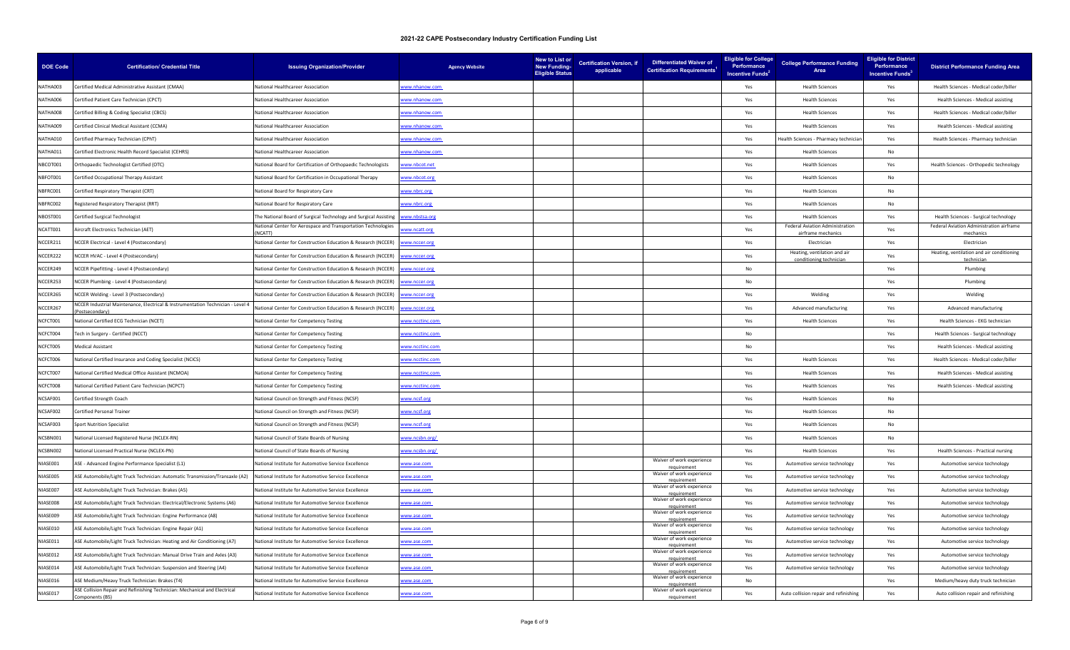# 2021-22 CAPE Postsecondary Industry Certification Funding List

| DOE Code | Certification/ Credential Title | Issuing Organization/Provider | Agency Website | New to List or New Funding-Eligible Status | Certification Version, if applicable | Differentiated Waiver of Certification Requirements[1] | Eligible for College Performance Incentive Funds[2] | College Performance Funding Area | Eligible for District Performance Incentive Funds[3] | District Performance Funding Area |
|---|---|---|---|---|---|---|---|---|---|---|
| NATHA003 | Certified Medical Administrative Assistant (CMAA) | National Healthcareer Association | www.nhanow.com | | | | Yes | Health Sciences | Yes | Health Sciences - Medical coder/biller |
| NATHA006 | Certified Patient Care Technician (CPCT) | National Healthcareer Association | www.nhanow.com | | | | Yes | Health Sciences | Yes | Health Sciences - Medical assisting |
| NATHA008 | Certified Billing & Coding Specialist (CBCS) | National Healthcareer Association | www.nhanow.com | | | | Yes | Health Sciences | Yes | Health Sciences - Medical coder/biller |
| NATHA009 | Certified Clinical Medical Assistant (CCMA) | National Healthcareer Association | www.nhanow.com | | | | Yes | Health Sciences | Yes | Health Sciences - Medical assisting |
| NATHA010 | Certified Pharmacy Technician (CPhT) | National Healthcareer Association | www.nhanow.com | | | | Yes | Health Sciences - Pharmacy technician | Yes | Health Sciences - Pharmacy technician |
| NATHA011 | Certified Electronic Health Record Specialist (CEHRS) | National Healthcareer Association | www.nhanow.com | | | | Yes | Health Sciences | No | |
| NBCOT001 | Orthopaedic Technologist Certified (OTC) | National Board for Certification of Orthopaedic Technologists | www.nbcot.net | | | | Yes | Health Sciences | Yes | Health Sciences - Orthopedic technology |
| NBFOT001 | Certified Occupational Therapy Assistant | National Board for Certification in Occupational Therapy | www.nbcot.org | | | | Yes | Health Sciences | No | |
| NBFRC001 | Certified Respiratory Therapist (CRT) | National Board for Respiratory Care | www.nbrc.org | | | | Yes | Health Sciences | No | |
| NBFRC002 | Registered Respiratory Therapist (RRT) | National Board for Respiratory Care | www.nbrc.org | | | | Yes | Health Sciences | No | |
| NBOST001 | Certified Surgical Technologist | The National Board of Surgical Technology and Surgical Assisting | www.nbstsa.org | | | | Yes | Health Sciences | Yes | Health Sciences - Surgical technology |
| NCATT001 | Aircraft Electronics Technician (AET) | National Center for Aerospace and Transportation Technologies (NCATT) | www.ncatt.org | | | | Yes | Federal Aviation Administration airframe mechanics | Yes | Federal Aviation Administration airframe mechanics |
| NCCER211 | NCCER Electrical - Level 4 (Postsecondary) | National Center for Construction Education & Research (NCCER) | www.nccer.org | | | | Yes | Electrician | Yes | Electrician |
| NCCER222 | NCCER HVAC - Level 4 (Postsecondary) | National Center for Construction Education & Research (NCCER) | www.nccer.org | | | | Yes | Heating, ventilation and air conditioning technician | Yes | Heating, ventilation and air conditioning technician |
| NCCER249 | NCCER Pipefitting - Level 4 (Postsecondary) | National Center for Construction Education & Research (NCCER) | www.nccer.org | | | | No | | Yes | Plumbing |
| NCCER253 | NCCER Plumbing - Level 4 (Postsecondary) | National Center for Construction Education & Research (NCCER) | www.nccer.org | | | | No | | Yes | Plumbing |
| NCCER265 | NCCER Welding - Level 3 (Postsecondary) | National Center for Construction Education & Research (NCCER) | www.nccer.org | | | | Yes | Welding | Yes | Welding |
| NCCER267 | NCCER Industrial Maintenance, Electrical & Instrumentation Technician - Level 4 (Postsecondary) | National Center for Construction Education & Research (NCCER) | www.nccer.org | | | | Yes | Advanced manufacturing | Yes | Advanced manufacturing |
| NCFCT001 | National Certified ECG Technician (NCET) | National Center for Competency Testing | www.ncctinc.com | | | | Yes | Health Sciences | Yes | Health Sciences - EKG technician |
| NCFCT004 | Tech in Surgery - Certified (NCCT) | National Center for Competency Testing | www.ncctinc.com | | | | No | | Yes | Health Sciences - Surgical technology |
| NCFCT005 | Medical Assistant | National Center for Competency Testing | www.ncctinc.com | | | | No | | Yes | Health Sciences - Medical assisting |
| NCFCT006 | National Certified Insurance and Coding Specialist (NCICS) | National Center for Competency Testing | www.ncctinc.com | | | | Yes | Health Sciences | Yes | Health Sciences - Medical coder/biller |
| NCFCT007 | National Certified Medical Office Assistant (NCMOA) | National Center for Competency Testing | www.ncctinc.com | | | | Yes | Health Sciences | Yes | Health Sciences - Medical assisting |
| NCFCT008 | National Certified Patient Care Technician (NCPCT) | National Center for Competency Testing | www.ncctinc.com | | | | Yes | Health Sciences | Yes | Health Sciences - Medical assisting |
| NCSAF001 | Certified Strength Coach | National Council on Strength and Fitness (NCSF) | www.ncsf.org | | | | Yes | Health Sciences | No | |
| NCSAF002 | Certified Personal Trainer | National Council on Strength and Fitness (NCSF) | www.ncsf.org | | | | Yes | Health Sciences | No | |
| NCSAF003 | Sport Nutrition Specialist | National Council on Strength and Fitness (NCSF) | www.ncsf.org | | | | Yes | Health Sciences | No | |
| NCSBN001 | National Licensed Registered Nurse (NCLEX-RN) | National Council of State Boards of Nursing | www.ncsbn.org/ | | | | Yes | Health Sciences | No | |
| NCSBN002 | National Licensed Practical Nurse (NCLEX-PN) | National Council of State Boards of Nursing | www.ncsbn.org/ | | | | Yes | Health Sciences | Yes | Health Sciences - Practical nursing |
| NIASE001 | ASE - Advanced Engine Performance Specialist (L1) | National Institute for Automotive Service Excellence | www.ase.com | | | Waiver of work experience requirement | Yes | Automotive service technology | Yes | Automotive service technology |
| NIASE005 | ASE Automobile/Light Truck Technician: Automatic Transmission/Transaxle (A2) | National Institute for Automotive Service Excellence | www.ase.com | | | Waiver of work experience requirement | Yes | Automotive service technology | Yes | Automotive service technology |
| NIASE007 | ASE Automobile/Light Truck Technician: Brakes (A5) | National Institute for Automotive Service Excellence | www.ase.com | | | Waiver of work experience requirement | Yes | Automotive service technology | Yes | Automotive service technology |
| NIASE008 | ASE Automobile/Light Truck Technician: Electrical/Electronic Systems (A6) | National Institute for Automotive Service Excellence | www.ase.com | | | Waiver of work experience requirement | Yes | Automotive service technology | Yes | Automotive service technology |
| NIASE009 | ASE Automobile/Light Truck Technician: Engine Performance (A8) | National Institute for Automotive Service Excellence | www.ase.com | | | Waiver of work experience requirement | Yes | Automotive service technology | Yes | Automotive service technology |
| NIASE010 | ASE Automobile/Light Truck Technician: Engine Repair (A1) | National Institute for Automotive Service Excellence | www.ase.com | | | Waiver of work experience requirement | Yes | Automotive service technology | Yes | Automotive service technology |
| NIASE011 | ASE Automobile/Light Truck Technician: Heating and Air Conditioning (A7) | National Institute for Automotive Service Excellence | www.ase.com | | | Waiver of work experience requirement | Yes | Automotive service technology | Yes | Automotive service technology |
| NIASE012 | ASE Automobile/Light Truck Technician: Manual Drive Train and Axles (A3) | National Institute for Automotive Service Excellence | www.ase.com | | | Waiver of work experience requirement | Yes | Automotive service technology | Yes | Automotive service technology |
| NIASE014 | ASE Automobile/Light Truck Technician: Suspension and Steering (A4) | National Institute for Automotive Service Excellence | www.ase.com | | | Waiver of work experience requirement | Yes | Automotive service technology | Yes | Automotive service technology |
| NIASE016 | ASE Medium/Heavy Truck Technician: Brakes (T4) | National Institute for Automotive Service Excellence | www.ase.com | | | Waiver of work experience requirement | No | | Yes | Medium/heavy duty truck technician |
| NIASE017 | ASE Collision Repair and Refinishing Technician: Mechanical and Electrical Components (B5) | National Institute for Automotive Service Excellence | www.ase.com | | | Waiver of work experience requirement | Yes | Auto collision repair and refinishing | Yes | Auto collision repair and refinishing |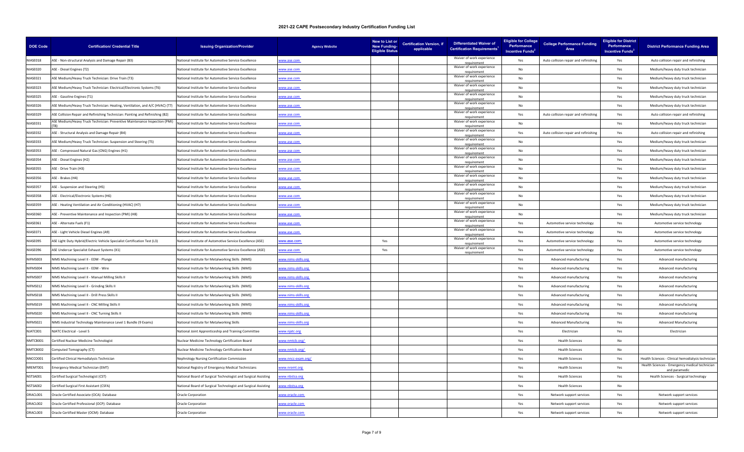# 2021-22 CAPE Postsecondary Industry Certification Funding List

| DOE Code | Certification/ Credential Title | Issuing Organization/Provider | Agency Website | New to List or New Funding-Eligible Status | Certification Version, if applicable | Differentiated Waiver of Certification Requirements[1] | Eligible for College Performance Incentive Funds[2] | College Performance Funding Area | Eligible for District Performance Incentive Funds[3] | District Performance Funding Area |
|---|---|---|---|---|---|---|---|---|---|---|
| NIASE018 | ASE - Non-structural Analysis and Damage Repair (B3) | National Institute for Automotive Service Excellence | www.ase.com | | | Waiver of work experience requirement | Yes | Auto collision repair and refinishing | Yes | Auto collision repair and refinishing |
| NIASE020 | ASE - Diesel Engines (T2) | National Institute for Automotive Service Excellence | www.ase.com | | | Waiver of work experience requirement | No | | Yes | Medium/heavy duty truck technician |
| NIASE021 | ASE Medium/Heavy Truck Technician: Drive Train (T3) | National Institute for Automotive Service Excellence | www.ase.com | | | Waiver of work experience requirement | No | | Yes | Medium/heavy duty truck technician |
| NIASE023 | ASE Medium/Heavy Truck Technician: Electrical/Electronic Systems (T6) | National Institute for Automotive Service Excellence | www.ase.com | | | Waiver of work experience requirement | No | | Yes | Medium/heavy duty truck technician |
| NIASE025 | ASE - Gasoline Engines (T1) | National Institute for Automotive Service Excellence | www.ase.com | | | Waiver of work experience requirement | No | | Yes | Medium/heavy duty truck technician |
| NIASE026 | ASE Medium/Heavy Truck Technician: Heating, Ventilation, and A/C (HVAC) (T7) | National Institute for Automotive Service Excellence | www.ase.com | | | Waiver of work experience requirement | No | | Yes | Medium/heavy duty truck technician |
| NIASE029 | ASE Collision Repair and Refinishing Technician: Painting and Refinishing (B2) | National Institute for Automotive Service Excellence | www.ase.com | | | Waiver of work experience requirement | Yes | Auto collision repair and refinishing | Yes | Auto collision repair and refinishing |
| NIASE031 | ASE Medium/Heavy Truck Technician: Preventive Maintenance Inspection (PMI) (T8) | National Institute for Automotive Service Excellence | www.ase.com | | | Waiver of work experience requirement | No | | Yes | Medium/heavy duty truck technician |
| NIASE032 | ASE - Structural Analysis and Damage Repair (B4) | National Institute for Automotive Service Excellence | www.ase.com | | | Waiver of work experience requirement | Yes | Auto collision repair and refinishing | Yes | Auto collision repair and refinishing |
| NIASE033 | ASE Medium/Heavy Truck Technician: Suspension and Steering (T5) | National Institute for Automotive Service Excellence | www.ase.com | | | Waiver of work experience requirement | No | | Yes | Medium/heavy duty truck technician |
| NIASE053 | ASE - Compressed Natural Gas (CNG) Engines (H1) | National Institute for Automotive Service Excellence | www.ase.com | | | Waiver of work experience requirement | No | | Yes | Medium/heavy duty truck technician |
| NIASE054 | ASE - Diesel Engines (H2) | National Institute for Automotive Service Excellence | www.ase.com | | | Waiver of work experience requirement | No | | Yes | Medium/heavy duty truck technician |
| NIASE055 | ASE - Drive Train (H3) | National Institute for Automotive Service Excellence | www.ase.com | | | Waiver of work experience requirement | No | | Yes | Medium/heavy duty truck technician |
| NIASE056 | ASE - Brakes (H4) | National Institute for Automotive Service Excellence | www.ase.com | | | Waiver of work experience requirement | No | | Yes | Medium/heavy duty truck technician |
| NIASE057 | ASE - Suspension and Steering (H5) | National Institute for Automotive Service Excellence | www.ase.com | | | Waiver of work experience requirement | No | | Yes | Medium/heavy duty truck technician |
| NIASE058 | ASE - Electrical/Electronic Systems (H6) | National Institute for Automotive Service Excellence | www.ase.com | | | Waiver of work experience requirement | No | | Yes | Medium/heavy duty truck technician |
| NIASE059 | ASE - Heating Ventilation and Air Conditioning (HVAC) (H7) | National Institute for Automotive Service Excellence | www.ase.com | | | Waiver of work experience requirement | No | | Yes | Medium/heavy duty truck technician |
| NIASE060 | ASE - Preventive Maintenance and Inspection (PMI) (H8) | National Institute for Automotive Service Excellence | www.ase.com | | | Waiver of work experience requirement | No | | Yes | Medium/heavy duty truck technician |
| NIASE061 | ASE - Alternate Fuels (F1) | National Institute for Automotive Service Excellence | www.ase.com | | | Waiver of work experience requirement | Yes | Automotive service technology | Yes | Automotive service technology |
| NIASE071 | ASE - Light Vehicle Diesel Engines (A9) | National Institute for Automotive Service Excellence | www.ase.com | | | Waiver of work experience requirement | Yes | Automotive service technology | Yes | Automotive service technology |
| NIASE095 | ASE Light Duty Hybrid/Electric Vehicle Specialist Certification Test (L3) | National Institute of Automotive Service Excellence (ASE) | www.ase.com | Yes | | Waiver of work experience requirement | Yes | Automotive service technology | Yes | Automotive service technology |
| NIASE096 | ASE Undercar Specialist Exhaust Systems (X1) | National Institute for Automotive Service Excellence (ASE) | www.ase.com | Yes | | Waiver of work experience requirement | Yes | Automotive service technology | Yes | Automotive service technology |
| NIFMS003 | NIMS Machining Level II - EDM - Plunge | National Institute for Metalworking Skills (NIMS) | www.nims-skills.org | | | | Yes | Advanced manufacturing | Yes | Advanced manufacturing |
| NIFMS004 | NIMS Machining Level II - EDM - Wire | National Institute for Metalworking Skills (NIMS) | www.nims-skills.org | | | | Yes | Advanced manufacturing | Yes | Advanced manufacturing |
| NIFMS007 | NIMS Machining Level II - Manual Milling Skills II | National Institute for Metalworking Skills (NIMS) | www.nims-skills.org | | | | Yes | Advanced manufacturing | Yes | Advanced manufacturing |
| NIFMS012 | NIMS Machining Level II - Grinding Skills II | National Institute for Metalworking Skills (NIMS) | www.nims-skills.org | | | | Yes | Advanced manufacturing | Yes | Advanced manufacturing |
| NIFMS018 | NIMS Machining Level II - Drill Press Skills II | National Institute for Metalworking Skills (NIMS) | www.nims-skills.org | | | | Yes | Advanced manufacturing | Yes | Advanced manufacturing |
| NIFMS019 | NIMS Machining Level II - CNC Milling Skills II | National Institute for Metalworking Skills (NIMS) | www.nims-skills.org | | | | Yes | Advanced manufacturing | Yes | Advanced manufacturing |
| NIFMS020 | NIMS Machining Level II - CNC Turning Skills II | National Institute for Metalworking Skills (NIMS) | www.nims-skills.org | | | | Yes | Advanced manufacturing | Yes | Advanced manufacturing |
| NIFMS021 | NIMS Industrial Technology Maintenance Level 1 Bundle (9 Exams) | National Institute for Metalworking Skills | www.nims-skills.org | | | | Yes | Advanced Manufacturing | Yes | Advanced Manufacturing |
| NJATC001 | NJATC Electrical - Level 5 | National Joint Apprenticeship and Training Committee | www.njatc.org | | | | Yes | Electrician | Yes | Electrician |
| NMTCB001 | Certified Nuclear Medicine Technologist | Nuclear Medicine Technology Certification Board | www.nmtcb.org/ | | | | Yes | Health Sciences | No | |
| NMTCB002 | Computed Tomography (CT) | Nuclear Medicine Technology Certification Board | www.nmtcb.org/ | | | | Yes | Health Sciences | No | |
| NNCCO001 | Certified Clinical Hemodialysis Technician | Nephrology Nursing Certification Commission | www.nncc-exam.org/ | | | | Yes | Health Sciences | Yes | Health Sciences - Clinical hemodialysis technician |
| NREMT001 | Emergency Medical Technician (EMT) | National Registry of Emergency Medical Technicians | www.nremt.org | | | | Yes | Health Sciences | Yes | Health Sciences - Emergency medical technician and paramedic |
| NSTSA001 | Certified Surgical Technologist (CST) | National Board of Surgical Technologist and Surgical Assisting | www.nbstsa.org | | | | Yes | Health Sciences | Yes | Health Sciences - Surgical technology |
| NSTSA002 | Certified Surgical First Assistant (CSFA) | National Board of Surgical Technologist and Surgical Assisting | www.nbstsa.org | | | | Yes | Health Sciences | No | |
| ORACL001 | Oracle Certified Associate (OCA): Database | Oracle Corporation | www.oracle.com | | | | Yes | Network support services | Yes | Network support services |
| ORACL002 | Oracle Certified Professional (OCP): Database | Oracle Corporation | www.oracle.com | | | | Yes | Network support services | Yes | Network support services |
| ORACL003 | Oracle Certified Master (OCM): Database | Oracle Corporation | www.oracle.com | | | | Yes | Network support services | Yes | Network support services |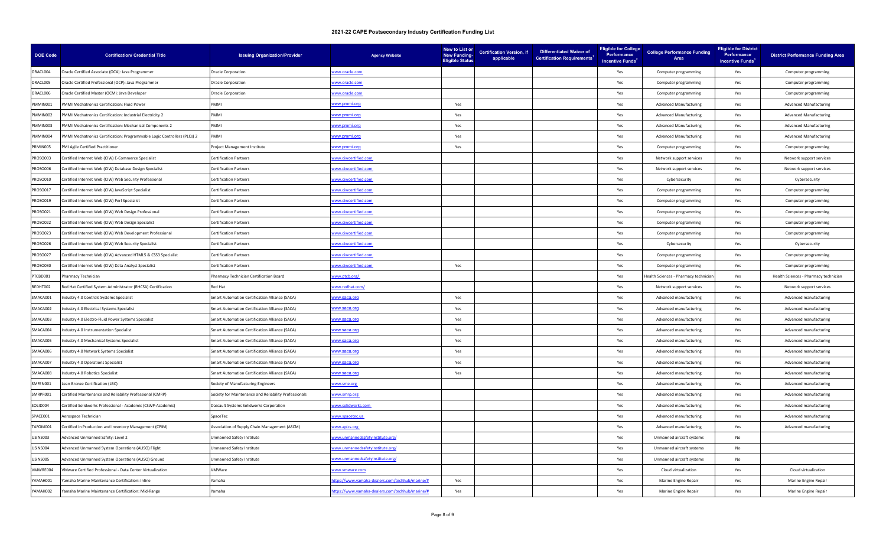# 2021-22 CAPE Postsecondary Industry Certification Funding List

| DOE Code | Certification/ Credential Title | Issuing Organization/Provider | Agency Website | New to List or New Funding-Eligible Status | Certification Version, if applicable | Differentiated Waiver of Certification Requirements[1] | Eligible for College Performance Incentive Funds[2] | College Performance Funding Area | Eligible for District Performance Incentive Funds[3] | District Performance Funding Area |
|---|---|---|---|---|---|---|---|---|---|---|
| ORACL004 | Oracle Certified Associate (OCA): Java Programmer | Oracle Corporation | www.oracle.com | | | | Yes | Computer programming | Yes | Computer programming |
| ORACL005 | Oracle Certified Professional (OCP): Java Programmer | Oracle Corporation | www.oracle.com | | | | Yes | Computer programming | Yes | Computer programming |
| ORACL006 | Oracle Certified Master (OCM): Java Developer | Oracle Corporation | www.oracle.com | | | | Yes | Computer programming | Yes | Computer programming |
| PMMIN001 | PMMI Mechatronics Certification: Fluid Power | PMMI | www.pmmi.org | Yes | | | Yes | Advanced Manufacturing | Yes | Advanced Manufacturing |
| PMMIN002 | PMMI Mechatronics Certification: Industrial Electricity 2 | PMMI | www.pmmi.org | Yes | | | Yes | Advanced Manufacturing | Yes | Advanced Manufacturing |
| PMMIN003 | PMMI Mechatronics Certification: Mechanical Components 2 | PMMI | www.pmmi.org | Yes | | | Yes | Advanced Manufacturing | Yes | Advanced Manufacturing |
| PMMIN004 | PMMI Mechatronics Certification: Programmable Logic Controllers (PLCs) 2 | PMMI | www.pmmi.org | Yes | | | Yes | Advanced Manufacturing | Yes | Advanced Manufacturing |
| PRMIN005 | PMI Agile Certified Practitioner | Project Management Institute | www.pmmi.org | Yes | | | Yes | Computer programming | Yes | Computer programming |
| PROSO003 | Certified Internet Web (CIW) E-Commerce Specialist | Certification Partners | www.ciwcertified.com | | | | Yes | Network support services | Yes | Network support services |
| PROSO006 | Certified Internet Web (CIW) Database Design Specialist | Certification Partners | www.ciwcertified.com | | | | Yes | Network support services | Yes | Network support services |
| PROSO010 | Certified Internet Web (CIW) Web Security Professional | Certification Partners | www.ciwcertified.com | | | | Yes | Cybersecurity | Yes | Cybersecurity |
| PROSO017 | Certified Internet Web (CIW) JavaScript Specialist | Certification Partners | www.ciwcertified.com | | | | Yes | Computer programming | Yes | Computer programming |
| PROSO019 | Certified Internet Web (CIW) Perl Specialist | Certification Partners | www.ciwcertified.com | | | | Yes | Computer programming | Yes | Computer programming |
| PROSO021 | Certified Internet Web (CIW) Web Design Professional | Certification Partners | www.ciwcertified.com | | | | Yes | Computer programming | Yes | Computer programming |
| PROSO022 | Certified Internet Web (CIW) Web Design Specialist | Certification Partners | www.ciwcertified.com | | | | Yes | Computer programming | Yes | Computer programming |
| PROSO023 | Certified Internet Web (CIW) Web Development Professional | Certification Partners | www.ciwcertified.com | | | | Yes | Computer programming | Yes | Computer programming |
| PROSO026 | Certified Internet Web (CIW) Web Security Specialist | Certification Partners | www.ciwcertified.com | | | | Yes | Cybersecurity | Yes | Cybersecurity |
| PROSO027 | Certified Internet Web (CIW) Advanced HTML5 & CSS3 Specialist | Certification Partners | www.ciwcertified.com | | | | Yes | Computer programming | Yes | Computer programming |
| PROSO030 | Certified Internet Web (CIW) Data Analyst Specialist | Certification Partners | www.ciwcertified.com | Yes | | | Yes | Computer programming | Yes | Computer programming |
| PTCBD001 | Pharmacy Technician | Pharmacy Technician Certification Board | www.ptcb.org/ | | | | Yes | Health Sciences - Pharmacy technician | Yes | Health Sciences - Pharmacy technician |
| REDHT002 | Red Hat Certified System Administrator (RHCSA) Certification | Red Hat | www.redhat.com/ | | | | Yes | Network support services | Yes | Network support services |
| SMACA001 | Industry 4.0 Controls Systems Specialist | Smart Automation Certification Alliance (SACA) | www.saca.org | Yes | | | Yes | Advanced manufacturing | Yes | Advanced manufacturing |
| SMACA002 | Industry 4.0 Electrical Systems Specialist | Smart Automation Certification Alliance (SACA) | www.saca.org | Yes | | | Yes | Advanced manufacturing | Yes | Advanced manufacturing |
| SMACA003 | Industry 4.0 Electro-Fluid Power Systems Specialist | Smart Automation Certification Alliance (SACA) | www.saca.org | Yes | | | Yes | Advanced manufacturing | Yes | Advanced manufacturing |
| SMACA004 | Industry 4.0 Instrumentation Specialist | Smart Automation Certification Alliance (SACA) | www.saca.org | Yes | | | Yes | Advanced manufacturing | Yes | Advanced manufacturing |
| SMACA005 | Industry 4.0 Mechanical Systems Specialist | Smart Automation Certification Alliance (SACA) | www.saca.org | Yes | | | Yes | Advanced manufacturing | Yes | Advanced manufacturing |
| SMACA006 | Industry 4.0 Network Systems Specialist | Smart Automation Certification Alliance (SACA) | www.saca.org | Yes | | | Yes | Advanced manufacturing | Yes | Advanced manufacturing |
| SMACA007 | Industry 4.0 Operations Specialist | Smart Automation Certification Alliance (SACA) | www.saca.org | Yes | | | Yes | Advanced manufacturing | Yes | Advanced manufacturing |
| SMACA008 | Industry 4.0 Robotics Specialist | Smart Automation Certification Alliance (SACA) | www.saca.org | Yes | | | Yes | Advanced manufacturing | Yes | Advanced manufacturing |
| SMFEN001 | Lean Bronze Certification (LBC) | Society of Manufacturing Engineers | www.sme.org | | | | Yes | Advanced manufacturing | Yes | Advanced manufacturing |
| SMRPR001 | Certified Maintenance and Reliability Professional (CMRP) | Society for Maintenance and Reliability Professionals | www.smrp.org | | | | Yes | Advanced manufacturing | Yes | Advanced manufacturing |
| SOLID004 | Certified Solidworks Professional - Academic (CSWP-Academic) | Dassault Systems Solidworks Corporation | www.solidworks.com | | | | Yes | Advanced manufacturing | Yes | Advanced manufacturing |
| SPACE001 | Aerospace Technician | SpaceTec | www.spacetec.us | | | | Yes | Advanced manufacturing | Yes | Advanced manufacturing |
| TAFOM001 | Certified in Production and Inventory Management (CPIM) | Association of Supply Chain Management (ASCM) | www.apics.org | | | | Yes | Advanced manufacturing | Yes | Advanced manufacturing |
| USINS003 | Advanced Unmanned Safety: Level 2 | Unmanned Safety Institute | www.unmannedsafetyinstitute.org/ | | | | Yes | Unmanned aircraft systems | No | |
| USINS004 | Advanced Unmanned System Operations (AUSO) Flight | Unmanned Safety Institute | www.unmannedsafetyinstitute.org/ | | | | Yes | Unmanned aircraft systems | No | |
| USINS005 | Advanced Unmanned System Operations (AUSO) Ground | Unmanned Safety Institute | www.unmannedsafetyinstitute.org/ | | | | Yes | Unmanned aircraft systems | No | |
| VMWRE004 | VMware Certified Professional - Data Center Virtualization | VMWare | www.vmware.com | | | | Yes | Cloud virtualization | Yes | Cloud virtualization |
| YAMAH001 | Yamaha Marine Maintenance Certification: Inline | Yamaha | https://www.yamaha-dealers.com/techhub/marine/# | Yes | | | Yes | Marine Engine Repair | Yes | Marine Engine Repair |
| YAMAH002 | Yamaha Marine Maintenance Certification: Mid-Range | Yamaha | https://www.yamaha-dealers.com/techhub/marine/# | Yes | | | Yes | Marine Engine Repair | Yes | Marine Engine Repair |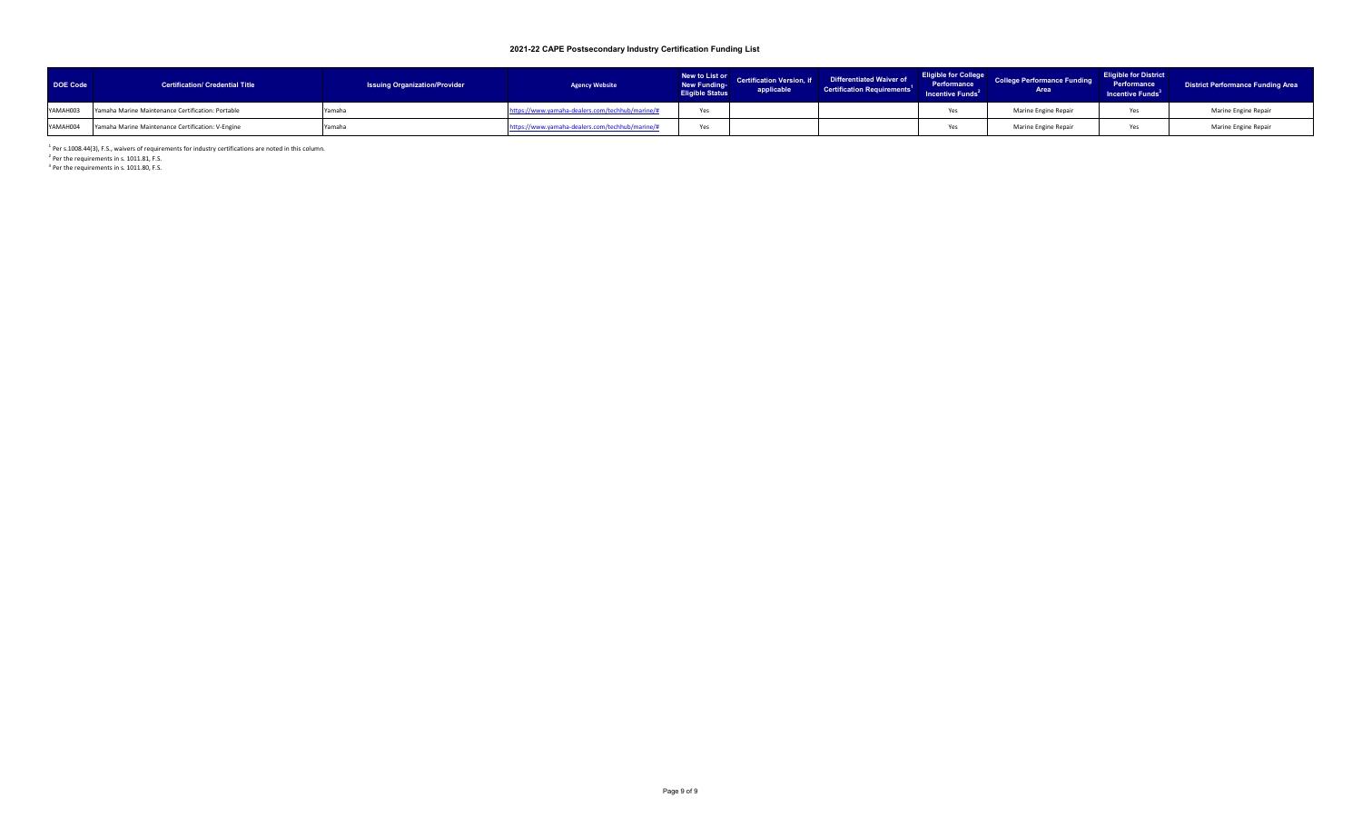# 2021-22 CAPE Postsecondary Industry Certification Funding List

| DOE Code | Certification/ Credential Title | Issuing Organization/Provider | Agency Website | New to List or New Funding-Eligible Status | Certification Version, if applicable | Differentiated Waiver of Certification Requirements[1] | Eligible for College Performance Incentive Funds[2] | College Performance Funding Area | Eligible for District Performance Incentive Funds[3] | District Performance Funding Area |
|---|---|---|---|---|---|---|---|---|---|---|
| YAMAH003 | Yamaha Marine Maintenance Certification: Portable | Yamaha | https://www.yamaha-dealers.com/techhub/marine/# | Yes | | | Yes | Marine Engine Repair | Yes | Marine Engine Repair |
| YAMAH004 | Yamaha Marine Maintenance Certification: V-Engine | Yamaha | https://www.yamaha-dealers.com/techhub/marine/# | Yes | | | Yes | Marine Engine Repair | Yes | Marine Engine Repair |

[1] Per s.1008.44(3), F.S., waivers of requirements for industry certifications are noted in this column.
[2] Per the requirements in s. 1011.81, F.S.
[3] Per the requirements in s. 1011.80, F.S.